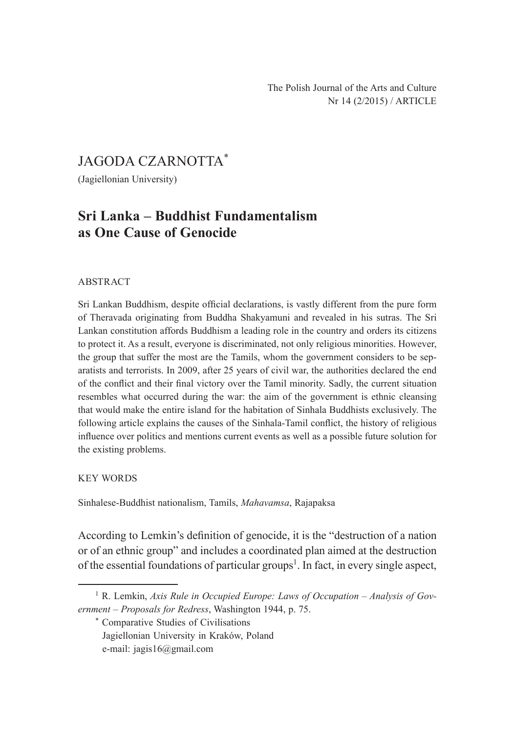The Polish Journal of the Arts and Culture
Nr 14 (2/2015) / ARTICLE

JAGODA CZARNOTTA*

(Jagiellonian University)

# Sri Lanka – Buddhist Fundamentalism as One Cause of Genocide

ABSTRACT

Sri Lankan Buddhism, despite official declarations, is vastly different from the pure form of Theravada originating from Buddha Shakyamuni and revealed in his sutras. The Sri Lankan constitution affords Buddhism a leading role in the country and orders its citizens to protect it. As a result, everyone is discriminated, not only religious minorities. However, the group that suffer the most are the Tamils, whom the government considers to be separatists and terrorists. In 2009, after 25 years of civil war, the authorities declared the end of the conflict and their final victory over the Tamil minority. Sadly, the current situation resembles what occurred during the war: the aim of the government is ethnic cleansing that would make the entire island for the habitation of Sinhala Buddhists exclusively. The following article explains the causes of the Sinhala-Tamil conflict, the history of religious influence over politics and mentions current events as well as a possible future solution for the existing problems.

KEY WORDS

Sinhalese-Buddhist nationalism, Tamils, *Mahavamsa*, Rajapaksa

According to Lemkin's definition of genocide, it is the "destruction of a nation or of an ethnic group" and includes a coordinated plan aimed at the destruction of the essential foundations of particular groups[1]. In fact, in every single aspect,

[1] R. Lemkin, *Axis Rule in Occupied Europe: Laws of Occupation – Analysis of Government – Proposals for Redress*, Washington 1944, p. 75.

* Comparative Studies of Civilisations
Jagiellonian University in Kraków, Poland
e-mail: jagis16@gmail.com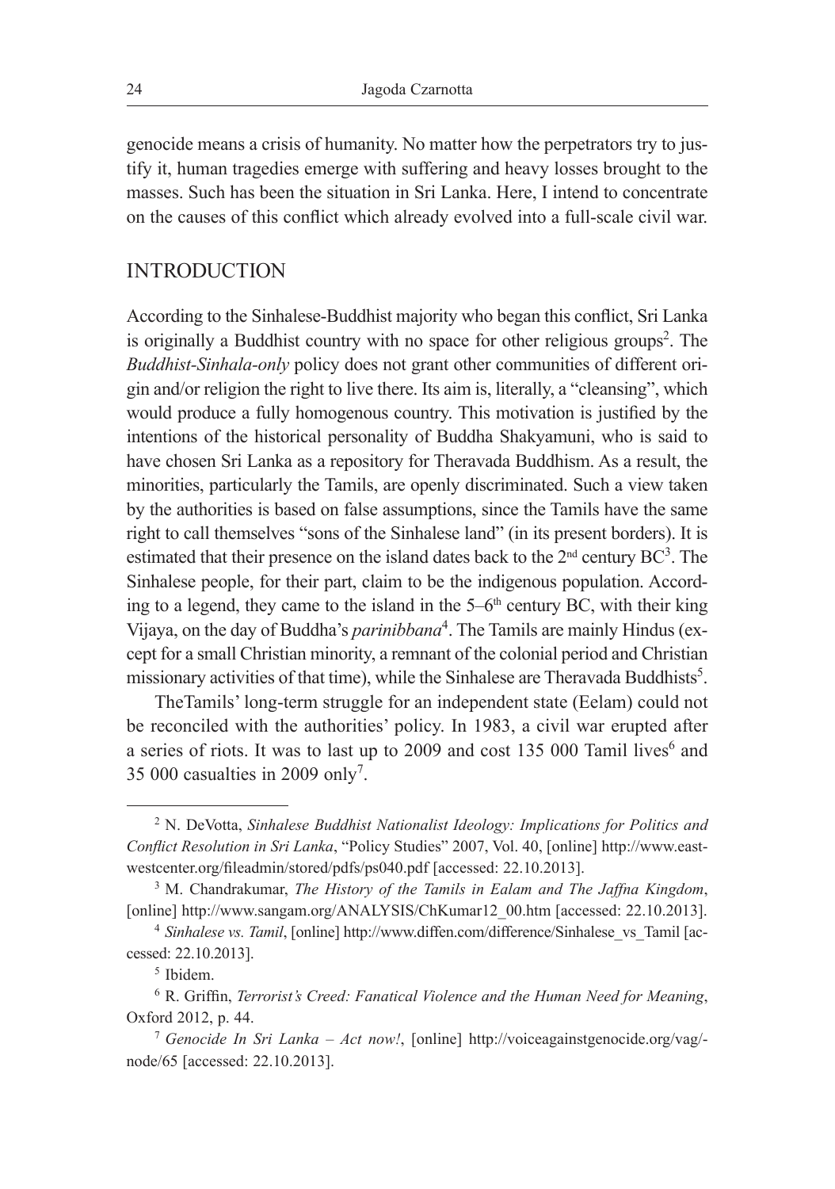genocide means a crisis of humanity. No matter how the perpetrators try to justify it, human tragedies emerge with suffering and heavy losses brought to the masses. Such has been the situation in Sri Lanka. Here, I intend to concentrate on the causes of this conflict which already evolved into a full-scale civil war.

## INTRODUCTION

According to the Sinhalese-Buddhist majority who began this conflict, Sri Lanka is originally a Buddhist country with no space for other religious groups[2]. The *Buddhist-Sinhala-only* policy does not grant other communities of different origin and/or religion the right to live there. Its aim is, literally, a "cleansing", which would produce a fully homogenous country. This motivation is justified by the intentions of the historical personality of Buddha Shakyamuni, who is said to have chosen Sri Lanka as a repository for Theravada Buddhism. As a result, the minorities, particularly the Tamils, are openly discriminated. Such a view taken by the authorities is based on false assumptions, since the Tamils have the same right to call themselves "sons of the Sinhalese land" (in its present borders). It is estimated that their presence on the island dates back to the 2nd century BC[3]. The Sinhalese people, for their part, claim to be the indigenous population. According to a legend, they came to the island in the 5–6th century BC, with their king Vijaya, on the day of Buddha's *parinibbana*[4]. The Tamils are mainly Hindus (except for a small Christian minority, a remnant of the colonial period and Christian missionary activities of that time), while the Sinhalese are Theravada Buddhists[5].

TheTamils' long-term struggle for an independent state (Eelam) could not be reconciled with the authorities' policy. In 1983, a civil war erupted after a series of riots. It was to last up to 2009 and cost 135 000 Tamil lives[6] and 35 000 casualties in 2009 only[7].

---

[2] N. DeVotta, *Sinhalese Buddhist Nationalist Ideology: Implications for Politics and Conflict Resolution in Sri Lanka*, "Policy Studies" 2007, Vol. 40, [online] http://www.eastwestcenter.org/fileadmin/stored/pdfs/ps040.pdf [accessed: 22.10.2013].

[3] M. Chandrakumar, *The History of the Tamils in Ealam and The Jaffna Kingdom*, [online] http://www.sangam.org/ANALYSIS/ChKumar12_00.htm [accessed: 22.10.2013].

[4] *Sinhalese vs. Tamil*, [online] http://www.diffen.com/difference/Sinhalese_vs_Tamil [accessed: 22.10.2013].

[5] Ibidem.

[6] R. Griffin, *Terrorist's Creed: Fanatical Violence and the Human Need for Meaning*, Oxford 2012, p. 44.

[7] *Genocide In Sri Lanka – Act now!*, [online] http://voiceagainstgenocide.org/vag/-node/65 [accessed: 22.10.2013].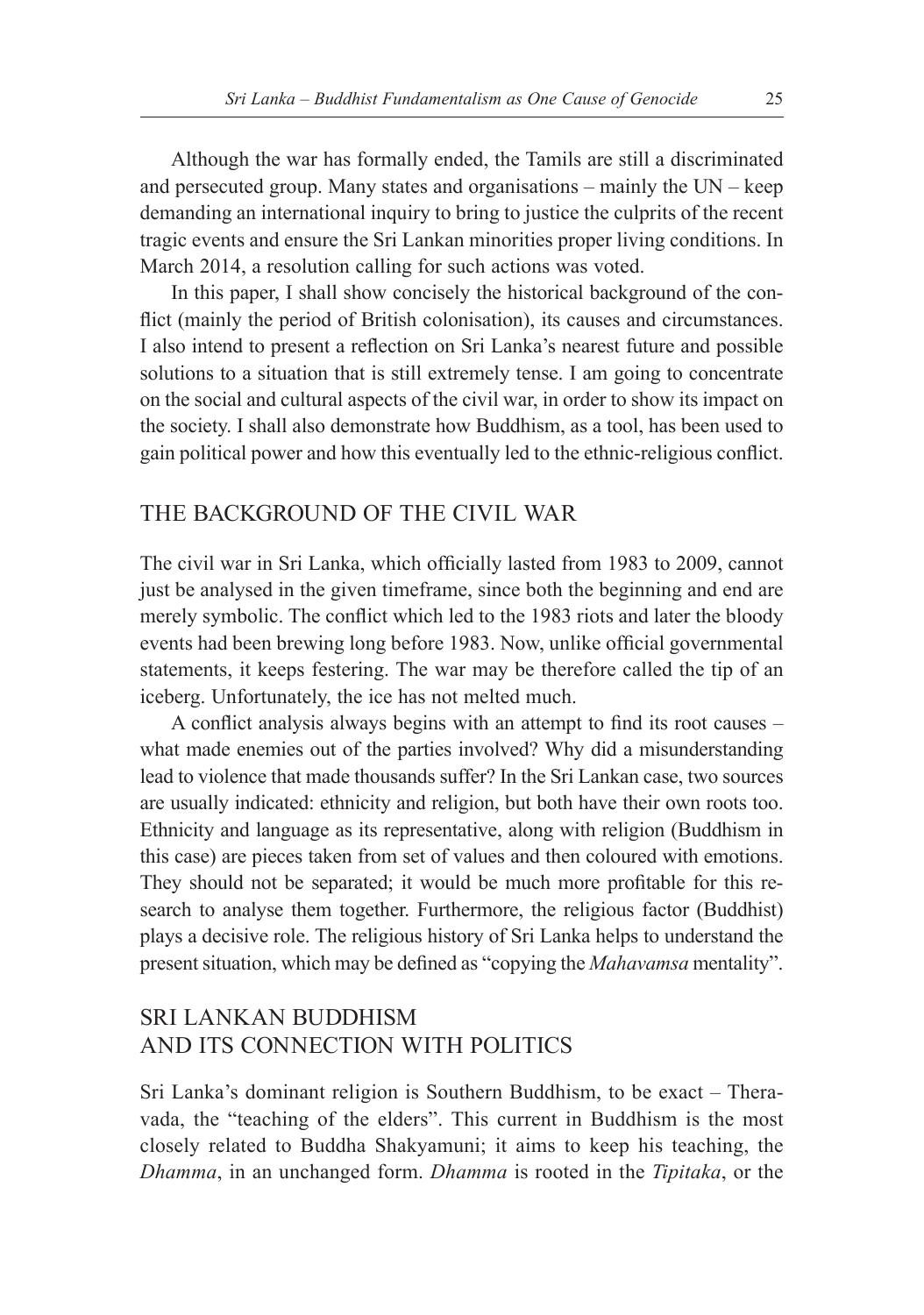Although the war has formally ended, the Tamils are still a discriminated and persecuted group. Many states and organisations – mainly the UN – keep demanding an international inquiry to bring to justice the culprits of the recent tragic events and ensure the Sri Lankan minorities proper living conditions. In March 2014, a resolution calling for such actions was voted.

In this paper, I shall show concisely the historical background of the conflict (mainly the period of British colonisation), its causes and circumstances. I also intend to present a reflection on Sri Lanka's nearest future and possible solutions to a situation that is still extremely tense. I am going to concentrate on the social and cultural aspects of the civil war, in order to show its impact on the society. I shall also demonstrate how Buddhism, as a tool, has been used to gain political power and how this eventually led to the ethnic-religious conflict.

## THE BACKGROUND OF THE CIVIL WAR

The civil war in Sri Lanka, which officially lasted from 1983 to 2009, cannot just be analysed in the given timeframe, since both the beginning and end are merely symbolic. The conflict which led to the 1983 riots and later the bloody events had been brewing long before 1983. Now, unlike official governmental statements, it keeps festering. The war may be therefore called the tip of an iceberg. Unfortunately, the ice has not melted much.

A conflict analysis always begins with an attempt to find its root causes – what made enemies out of the parties involved? Why did a misunderstanding lead to violence that made thousands suffer? In the Sri Lankan case, two sources are usually indicated: ethnicity and religion, but both have their own roots too. Ethnicity and language as its representative, along with religion (Buddhism in this case) are pieces taken from set of values and then coloured with emotions. They should not be separated; it would be much more profitable for this research to analyse them together. Furthermore, the religious factor (Buddhist) plays a decisive role. The religious history of Sri Lanka helps to understand the present situation, which may be defined as "copying the *Mahavamsa* mentality".

## SRI LANKAN BUDDHISM AND ITS CONNECTION WITH POLITICS

Sri Lanka's dominant religion is Southern Buddhism, to be exact – Theravada, the "teaching of the elders". This current in Buddhism is the most closely related to Buddha Shakyamuni; it aims to keep his teaching, the *Dhamma*, in an unchanged form. *Dhamma* is rooted in the *Tipitaka*, or the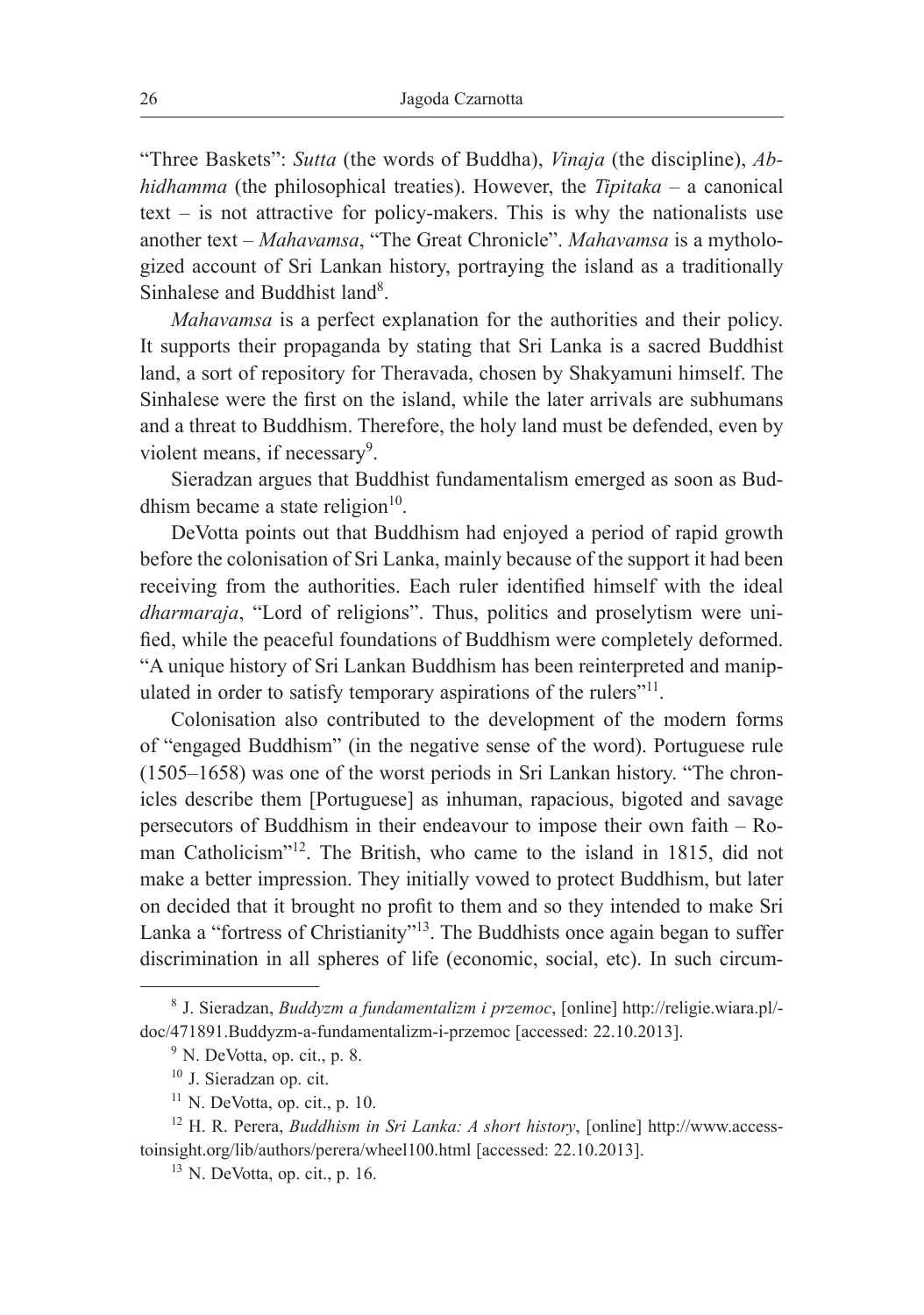"Three Baskets": *Sutta* (the words of Buddha), *Vinaja* (the discipline), *Abhidhamma* (the philosophical treaties). However, the *Tipitaka* – a canonical text – is not attractive for policy-makers. This is why the nationalists use another text – *Mahavamsa*, "The Great Chronicle". *Mahavamsa* is a mythologized account of Sri Lankan history, portraying the island as a traditionally Sinhalese and Buddhist land[8].

*Mahavamsa* is a perfect explanation for the authorities and their policy. It supports their propaganda by stating that Sri Lanka is a sacred Buddhist land, a sort of repository for Theravada, chosen by Shakyamuni himself. The Sinhalese were the first on the island, while the later arrivals are subhumans and a threat to Buddhism. Therefore, the holy land must be defended, even by violent means, if necessary[9].

Sieradzan argues that Buddhist fundamentalism emerged as soon as Buddhism became a state religion[10].

DeVotta points out that Buddhism had enjoyed a period of rapid growth before the colonisation of Sri Lanka, mainly because of the support it had been receiving from the authorities. Each ruler identified himself with the ideal *dharmaraja*, "Lord of religions". Thus, politics and proselytism were unified, while the peaceful foundations of Buddhism were completely deformed. "A unique history of Sri Lankan Buddhism has been reinterpreted and manipulated in order to satisfy temporary aspirations of the rulers"[11].

Colonisation also contributed to the development of the modern forms of "engaged Buddhism" (in the negative sense of the word). Portuguese rule (1505–1658) was one of the worst periods in Sri Lankan history. "The chronicles describe them [Portuguese] as inhuman, rapacious, bigoted and savage persecutors of Buddhism in their endeavour to impose their own faith – Roman Catholicism"[12]. The British, who came to the island in 1815, did not make a better impression. They initially vowed to protect Buddhism, but later on decided that it brought no profit to them and so they intended to make Sri Lanka a "fortress of Christianity"[13]. The Buddhists once again began to suffer discrimination in all spheres of life (economic, social, etc). In such circum-

---

[8] J. Sieradzan, *Buddyzm a fundamentalizm i przemoc*, [online] http://religie.wiara.pl/doc/471891.Buddyzm-a-fundamentalizm-i-przemoc [accessed: 22.10.2013].

[9] N. DeVotta, op. cit., p. 8.

[10] J. Sieradzan op. cit.

[11] N. DeVotta, op. cit., p. 10.

[12] H. R. Perera, *Buddhism in Sri Lanka: A short history*, [online] http://www.accesstoinsight.org/lib/authors/perera/wheel100.html [accessed: 22.10.2013].

[13] N. DeVotta, op. cit., p. 16.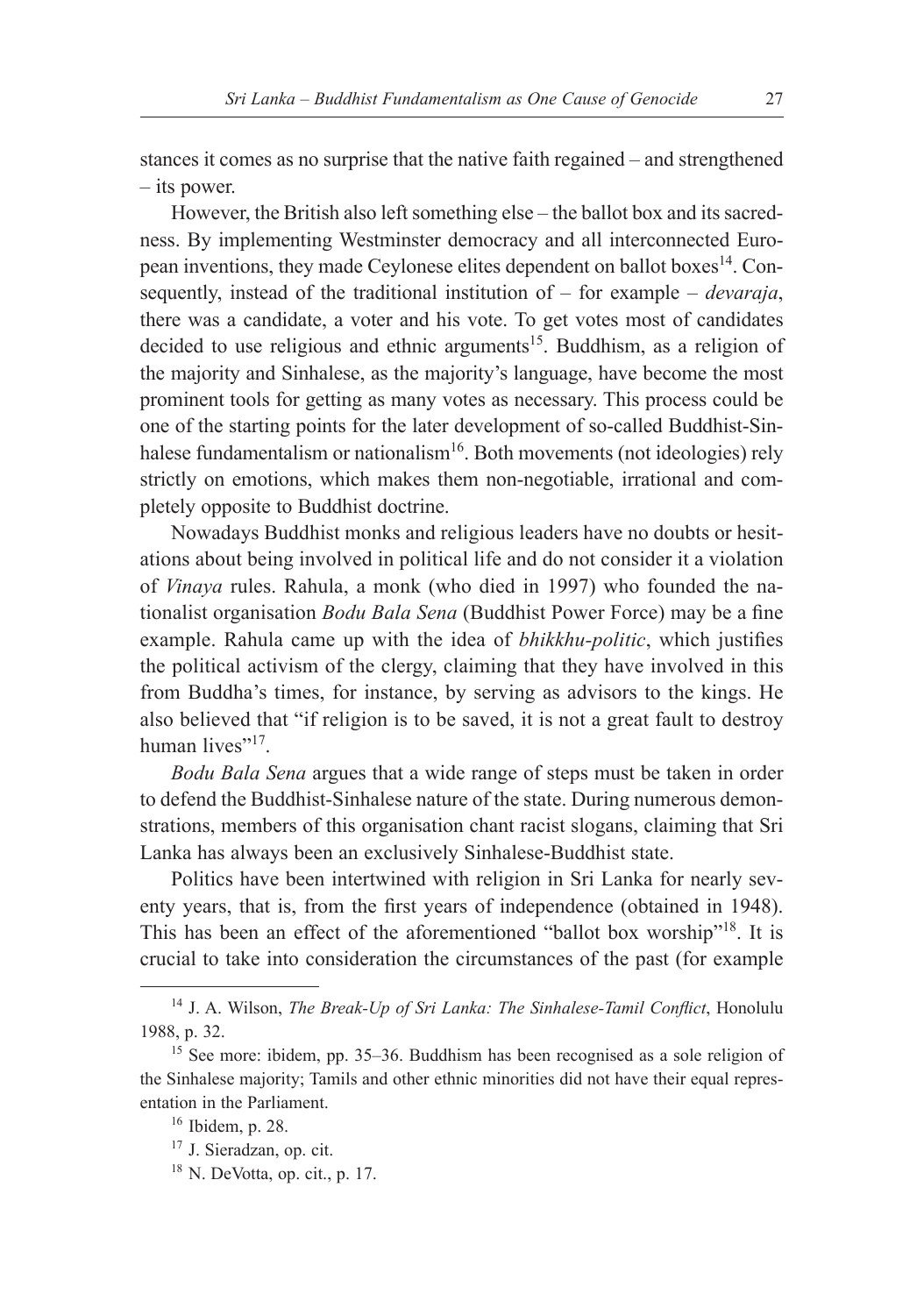stances it comes as no surprise that the native faith regained – and strengthened – its power.

However, the British also left something else – the ballot box and its sacredness. By implementing Westminster democracy and all interconnected European inventions, they made Ceylonese elites dependent on ballot boxes[14]. Consequently, instead of the traditional institution of – for example – *devaraja*, there was a candidate, a voter and his vote. To get votes most of candidates decided to use religious and ethnic arguments[15]. Buddhism, as a religion of the majority and Sinhalese, as the majority's language, have become the most prominent tools for getting as many votes as necessary. This process could be one of the starting points for the later development of so-called Buddhist-Sinhalese fundamentalism or nationalism[16]. Both movements (not ideologies) rely strictly on emotions, which makes them non-negotiable, irrational and completely opposite to Buddhist doctrine.

Nowadays Buddhist monks and religious leaders have no doubts or hesitations about being involved in political life and do not consider it a violation of *Vinaya* rules. Rahula, a monk (who died in 1997) who founded the nationalist organisation *Bodu Bala Sena* (Buddhist Power Force) may be a fine example. Rahula came up with the idea of *bhikkhu-politic*, which justifies the political activism of the clergy, claiming that they have involved in this from Buddha's times, for instance, by serving as advisors to the kings. He also believed that "if religion is to be saved, it is not a great fault to destroy human lives"[17].

*Bodu Bala Sena* argues that a wide range of steps must be taken in order to defend the Buddhist-Sinhalese nature of the state. During numerous demonstrations, members of this organisation chant racist slogans, claiming that Sri Lanka has always been an exclusively Sinhalese-Buddhist state.

Politics have been intertwined with religion in Sri Lanka for nearly seventy years, that is, from the first years of independence (obtained in 1948). This has been an effect of the aforementioned "ballot box worship"[18]. It is crucial to take into consideration the circumstances of the past (for example

---

[14] J. A. Wilson, *The Break-Up of Sri Lanka: The Sinhalese-Tamil Conflict*, Honolulu 1988, p. 32.

[15] See more: ibidem, pp. 35–36. Buddhism has been recognised as a sole religion of the Sinhalese majority; Tamils and other ethnic minorities did not have their equal representation in the Parliament.

[16] Ibidem, p. 28.

[17] J. Sieradzan, op. cit.

[18] N. DeVotta, op. cit., p. 17.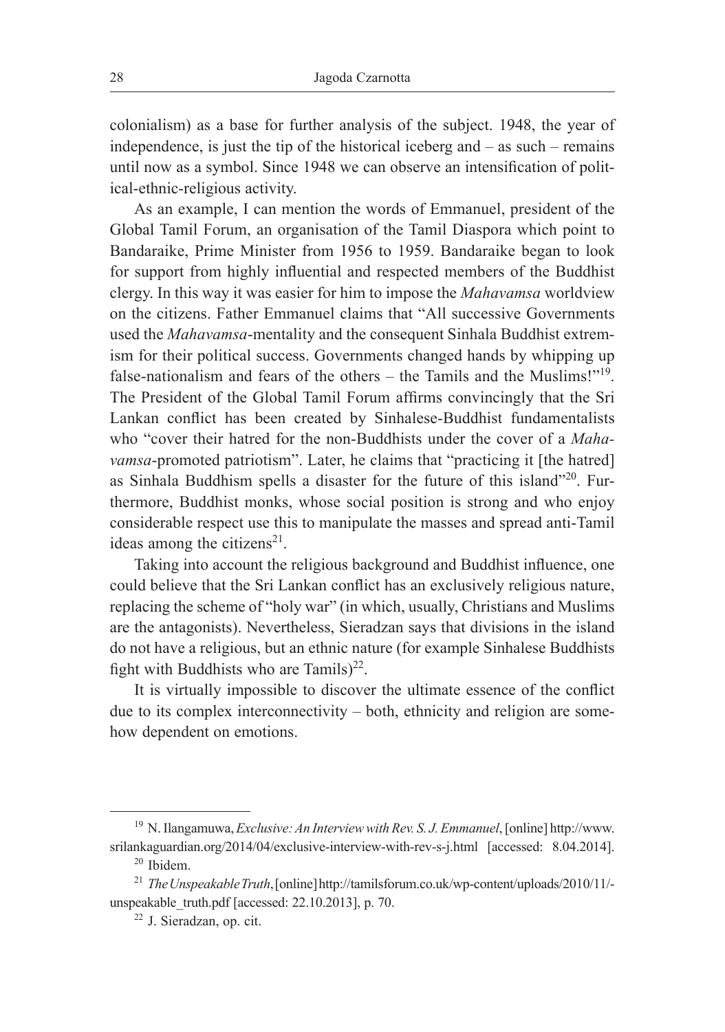colonialism) as a base for further analysis of the subject. 1948, the year of independence, is just the tip of the historical iceberg and – as such – remains until now as a symbol. Since 1948 we can observe an intensification of political-ethnic-religious activity.

As an example, I can mention the words of Emmanuel, president of the Global Tamil Forum, an organisation of the Tamil Diaspora which point to Bandaraike, Prime Minister from 1956 to 1959. Bandaraike began to look for support from highly influential and respected members of the Buddhist clergy. In this way it was easier for him to impose the *Mahavamsa* worldview on the citizens. Father Emmanuel claims that "All successive Governments used the *Mahavamsa*-mentality and the consequent Sinhala Buddhist extremism for their political success. Governments changed hands by whipping up false-nationalism and fears of the others – the Tamils and the Muslims!"[19]. The President of the Global Tamil Forum affirms convincingly that the Sri Lankan conflict has been created by Sinhalese-Buddhist fundamentalists who "cover their hatred for the non-Buddhists under the cover of a *Mahavamsa*-promoted patriotism". Later, he claims that "practicing it [the hatred] as Sinhala Buddhism spells a disaster for the future of this island"[20]. Furthermore, Buddhist monks, whose social position is strong and who enjoy considerable respect use this to manipulate the masses and spread anti-Tamil ideas among the citizens[21].

Taking into account the religious background and Buddhist influence, one could believe that the Sri Lankan conflict has an exclusively religious nature, replacing the scheme of "holy war" (in which, usually, Christians and Muslims are the antagonists). Nevertheless, Sieradzan says that divisions in the island do not have a religious, but an ethnic nature (for example Sinhalese Buddhists fight with Buddhists who are Tamils)[22].

It is virtually impossible to discover the ultimate essence of the conflict due to its complex interconnectivity – both, ethnicity and religion are somehow dependent on emotions.

---

[19] N. Ilangamuwa, *Exclusive: An Interview with Rev. S. J. Emmanuel*, [online] http://www.srilankaguardian.org/2014/04/exclusive-interview-with-rev-s-j.html [accessed: 8.04.2014].

[20] Ibidem.

[21] *The Unspeakable Truth*, [online] http://tamilsforum.co.uk/wp-content/uploads/2010/11/-unspeakable_truth.pdf [accessed: 22.10.2013], p. 70.

[22] J. Sieradzan, op. cit.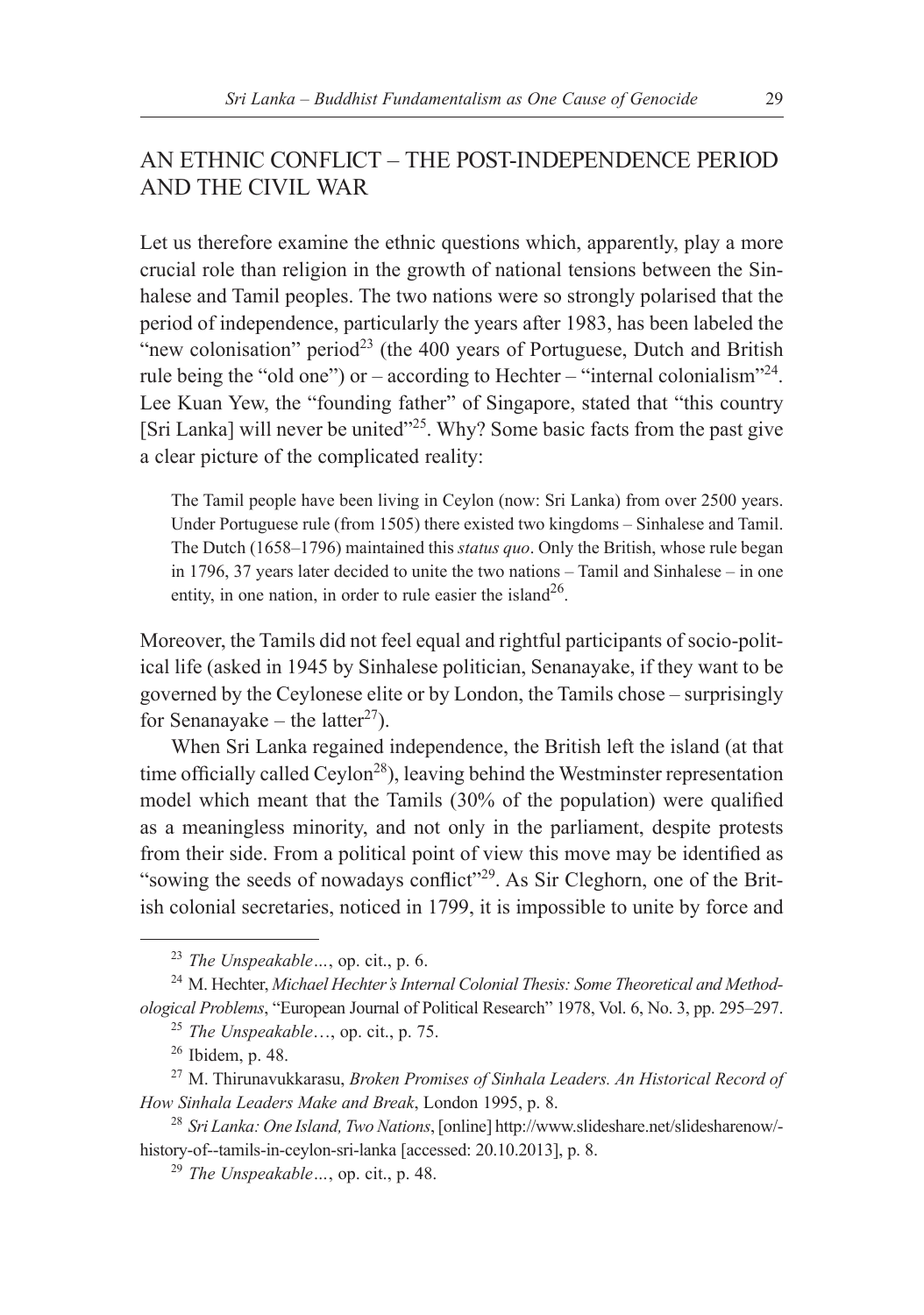## AN ETHNIC CONFLICT – THE POST-INDEPENDENCE PERIOD AND THE CIVIL WAR

Let us therefore examine the ethnic questions which, apparently, play a more crucial role than religion in the growth of national tensions between the Sinhalese and Tamil peoples. The two nations were so strongly polarised that the period of independence, particularly the years after 1983, has been labeled the "new colonisation" period[23] (the 400 years of Portuguese, Dutch and British rule being the "old one") or – according to Hechter – "internal colonialism"[24]. Lee Kuan Yew, the "founding father" of Singapore, stated that "this country [Sri Lanka] will never be united"[25]. Why? Some basic facts from the past give a clear picture of the complicated reality:

> The Tamil people have been living in Ceylon (now: Sri Lanka) from over 2500 years. Under Portuguese rule (from 1505) there existed two kingdoms – Sinhalese and Tamil. The Dutch (1658–1796) maintained this *status quo*. Only the British, whose rule began in 1796, 37 years later decided to unite the two nations – Tamil and Sinhalese – in one entity, in one nation, in order to rule easier the island[26].

Moreover, the Tamils did not feel equal and rightful participants of socio-political life (asked in 1945 by Sinhalese politician, Senanayake, if they want to be governed by the Ceylonese elite or by London, the Tamils chose – surprisingly for Senanayake – the latter[27]).

When Sri Lanka regained independence, the British left the island (at that time officially called Ceylon[28]), leaving behind the Westminster representation model which meant that the Tamils (30% of the population) were qualified as a meaningless minority, and not only in the parliament, despite protests from their side. From a political point of view this move may be identified as "sowing the seeds of nowadays conflict"[29]. As Sir Cleghorn, one of the British colonial secretaries, noticed in 1799, it is impossible to unite by force and

---

[23] *The Unspeakable…*, op. cit., p. 6.

[24] M. Hechter, *Michael Hechter's Internal Colonial Thesis: Some Theoretical and Methodological Problems*, "European Journal of Political Research" 1978, Vol. 6, No. 3, pp. 295–297.

[25] *The Unspeakable*…, op. cit., p. 75.

[26] Ibidem, p. 48.

[27] M. Thirunavukkarasu, *Broken Promises of Sinhala Leaders. An Historical Record of How Sinhala Leaders Make and Break*, London 1995, p. 8.

[28] *Sri Lanka: One Island, Two Nations*, [online] http://www.slideshare.net/slidesharenow/-history-of--tamils-in-ceylon-sri-lanka [accessed: 20.10.2013], p. 8.

[29] *The Unspeakable…*, op. cit., p. 48.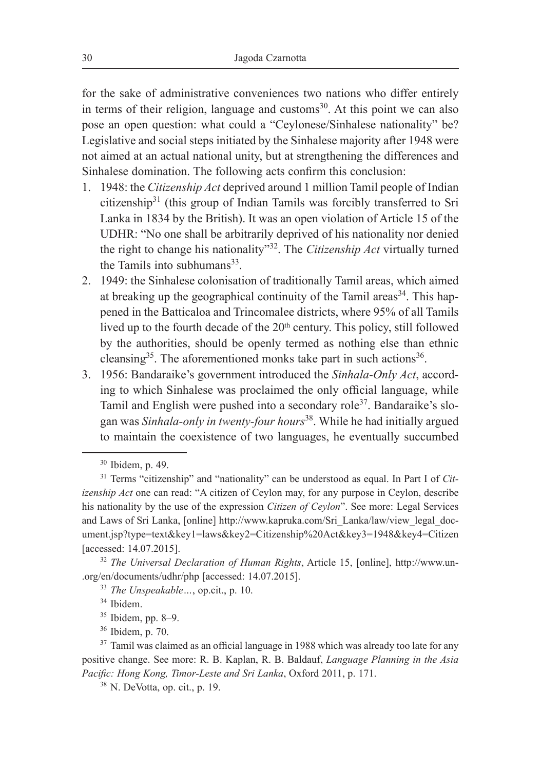for the sake of administrative conveniences two nations who differ entirely in terms of their religion, language and customs[30]. At this point we can also pose an open question: what could a "Ceylonese/Sinhalese nationality" be? Legislative and social steps initiated by the Sinhalese majority after 1948 were not aimed at an actual national unity, but at strengthening the differences and Sinhalese domination. The following acts confirm this conclusion:

1. 1948: the *Citizenship Act* deprived around 1 million Tamil people of Indian citizenship[31] (this group of Indian Tamils was forcibly transferred to Sri Lanka in 1834 by the British). It was an open violation of Article 15 of the UDHR: "No one shall be arbitrarily deprived of his nationality nor denied the right to change his nationality"[32]. The *Citizenship Act* virtually turned the Tamils into subhumans[33].
2. 1949: the Sinhalese colonisation of traditionally Tamil areas, which aimed at breaking up the geographical continuity of the Tamil areas[34]. This happened in the Batticaloa and Trincomalee districts, where 95% of all Tamils lived up to the fourth decade of the 20th century. This policy, still followed by the authorities, should be openly termed as nothing else than ethnic cleansing[35]. The aforementioned monks take part in such actions[36].
3. 1956: Bandaraike's government introduced the *Sinhala-Only Act*, according to which Sinhalese was proclaimed the only official language, while Tamil and English were pushed into a secondary role[37]. Bandaraike's slogan was *Sinhala-only in twenty-four hours*[38]. While he had initially argued to maintain the coexistence of two languages, he eventually succumbed

---

[30] Ibidem, p. 49.

[31] Terms "citizenship" and "nationality" can be understood as equal. In Part I of *Citizenship Act* one can read: "A citizen of Ceylon may, for any purpose in Ceylon, describe his nationality by the use of the expression *Citizen of Ceylon*". See more: Legal Services and Laws of Sri Lanka, [online] http://www.kapruka.com/Sri_Lanka/law/view_legal_document.jsp?type=text&key1=laws&key2=Citizenship%20Act&key3=1948&key4=Citizen [accessed: 14.07.2015].

[32] *The Universal Declaration of Human Rights*, Article 15, [online], http://www.un-.org/en/documents/udhr/php [accessed: 14.07.2015].

[33] *The Unspeakable…*, op.cit., p. 10.

[34] Ibidem.

[35] Ibidem, pp. 8–9.

[36] Ibidem, p. 70.

[37] Tamil was claimed as an official language in 1988 which was already too late for any positive change. See more: R. B. Kaplan, R. B. Baldauf, *Language Planning in the Asia Pacific: Hong Kong, Timor-Leste and Sri Lanka*, Oxford 2011, p. 171.

[38] N. DeVotta, op. cit., p. 19.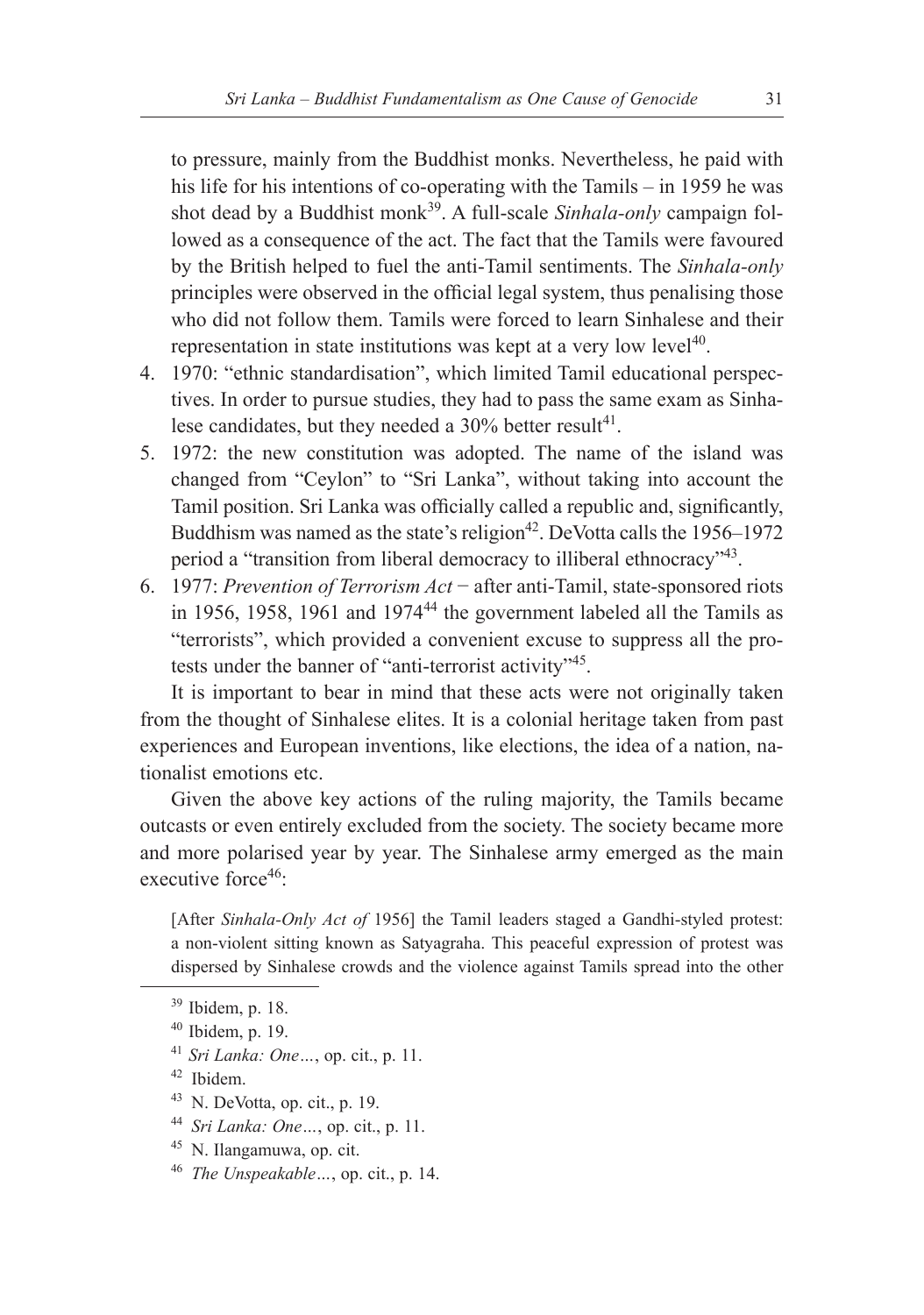to pressure, mainly from the Buddhist monks. Nevertheless, he paid with his life for his intentions of co-operating with the Tamils – in 1959 he was shot dead by a Buddhist monk[39]. A full-scale *Sinhala-only* campaign followed as a consequence of the act. The fact that the Tamils were favoured by the British helped to fuel the anti-Tamil sentiments. The *Sinhala-only* principles were observed in the official legal system, thus penalising those who did not follow them. Tamils were forced to learn Sinhalese and their representation in state institutions was kept at a very low level[40].

4. 1970: "ethnic standardisation", which limited Tamil educational perspectives. In order to pursue studies, they had to pass the same exam as Sinhalese candidates, but they needed a 30% better result[41].
5. 1972: the new constitution was adopted. The name of the island was changed from "Ceylon" to "Sri Lanka", without taking into account the Tamil position. Sri Lanka was officially called a republic and, significantly, Buddhism was named as the state's religion[42]. DeVotta calls the 1956–1972 period a "transition from liberal democracy to illiberal ethnocracy"[43].
6. 1977: *Prevention of Terrorism Act* − after anti-Tamil, state-sponsored riots in 1956, 1958, 1961 and 1974[44] the government labeled all the Tamils as "terrorists", which provided a convenient excuse to suppress all the protests under the banner of "anti-terrorist activity"[45].

It is important to bear in mind that these acts were not originally taken from the thought of Sinhalese elites. It is a colonial heritage taken from past experiences and European inventions, like elections, the idea of a nation, nationalist emotions etc.

Given the above key actions of the ruling majority, the Tamils became outcasts or even entirely excluded from the society. The society became more and more polarised year by year. The Sinhalese army emerged as the main executive force[46]:

> [After *Sinhala-Only Act of* 1956] the Tamil leaders staged a Gandhi-styled protest: a non-violent sitting known as Satyagraha. This peaceful expression of protest was dispersed by Sinhalese crowds and the violence against Tamils spread into the other

---

[39] Ibidem, p. 18.

[40] Ibidem, p. 19.

[41] *Sri Lanka: One…*, op. cit., p. 11.

[42] Ibidem.

[43] N. DeVotta, op. cit., p. 19.

[44] *Sri Lanka: One…*, op. cit., p. 11.

[45] N. Ilangamuwa, op. cit.

[46] *The Unspeakable…*, op. cit., p. 14.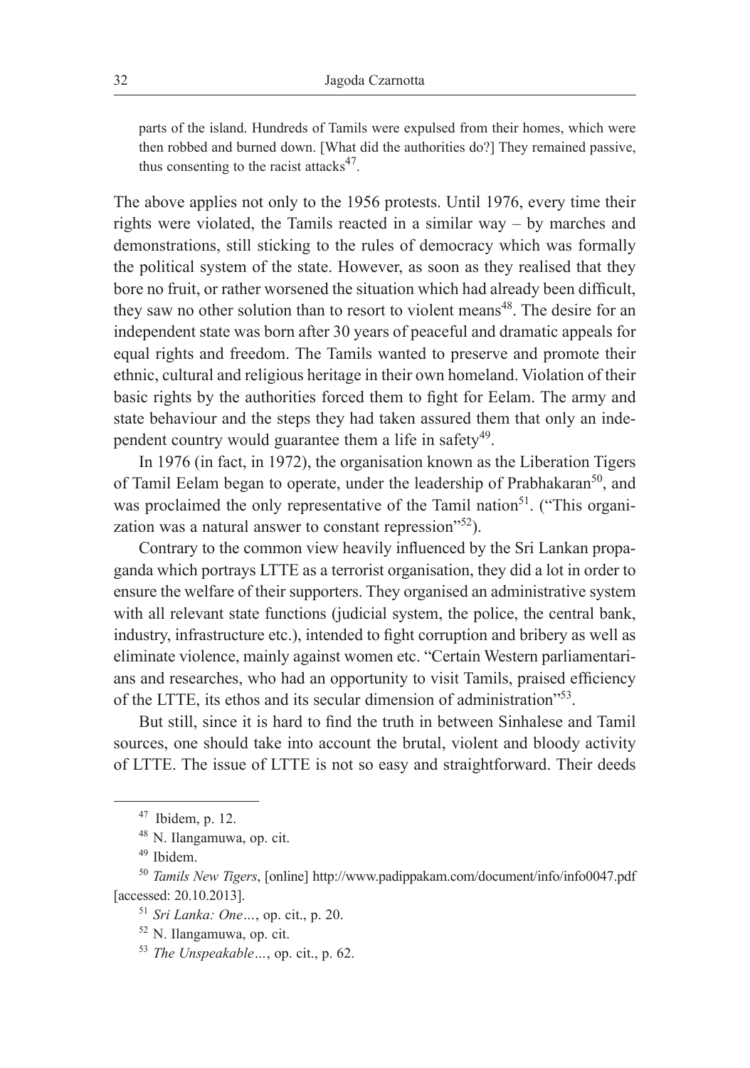> parts of the island. Hundreds of Tamils were expulsed from their homes, which were then robbed and burned down. [What did the authorities do?] They remained passive, thus consenting to the racist attacks[47].

The above applies not only to the 1956 protests. Until 1976, every time their rights were violated, the Tamils reacted in a similar way – by marches and demonstrations, still sticking to the rules of democracy which was formally the political system of the state. However, as soon as they realised that they bore no fruit, or rather worsened the situation which had already been difficult, they saw no other solution than to resort to violent means[48]. The desire for an independent state was born after 30 years of peaceful and dramatic appeals for equal rights and freedom. The Tamils wanted to preserve and promote their ethnic, cultural and religious heritage in their own homeland. Violation of their basic rights by the authorities forced them to fight for Eelam. The army and state behaviour and the steps they had taken assured them that only an independent country would guarantee them a life in safety[49].

In 1976 (in fact, in 1972), the organisation known as the Liberation Tigers of Tamil Eelam began to operate, under the leadership of Prabhakaran[50], and was proclaimed the only representative of the Tamil nation[51]. ("This organization was a natural answer to constant repression"[52]).

Contrary to the common view heavily influenced by the Sri Lankan propaganda which portrays LTTE as a terrorist organisation, they did a lot in order to ensure the welfare of their supporters. They organised an administrative system with all relevant state functions (judicial system, the police, the central bank, industry, infrastructure etc.), intended to fight corruption and bribery as well as eliminate violence, mainly against women etc. "Certain Western parliamentarians and researches, who had an opportunity to visit Tamils, praised efficiency of the LTTE, its ethos and its secular dimension of administration"[53].

But still, since it is hard to find the truth in between Sinhalese and Tamil sources, one should take into account the brutal, violent and bloody activity of LTTE. The issue of LTTE is not so easy and straightforward. Their deeds

---

[47] Ibidem, p. 12.

[48] N. Ilangamuwa, op. cit.

[49] Ibidem.

[50] *Tamils New Tigers*, [online] http://www.padippakam.com/document/info/info0047.pdf [accessed: 20.10.2013].

[51] *Sri Lanka: One…*, op. cit., p. 20.

[52] N. Ilangamuwa, op. cit.

[53] *The Unspeakable…*, op. cit., p. 62.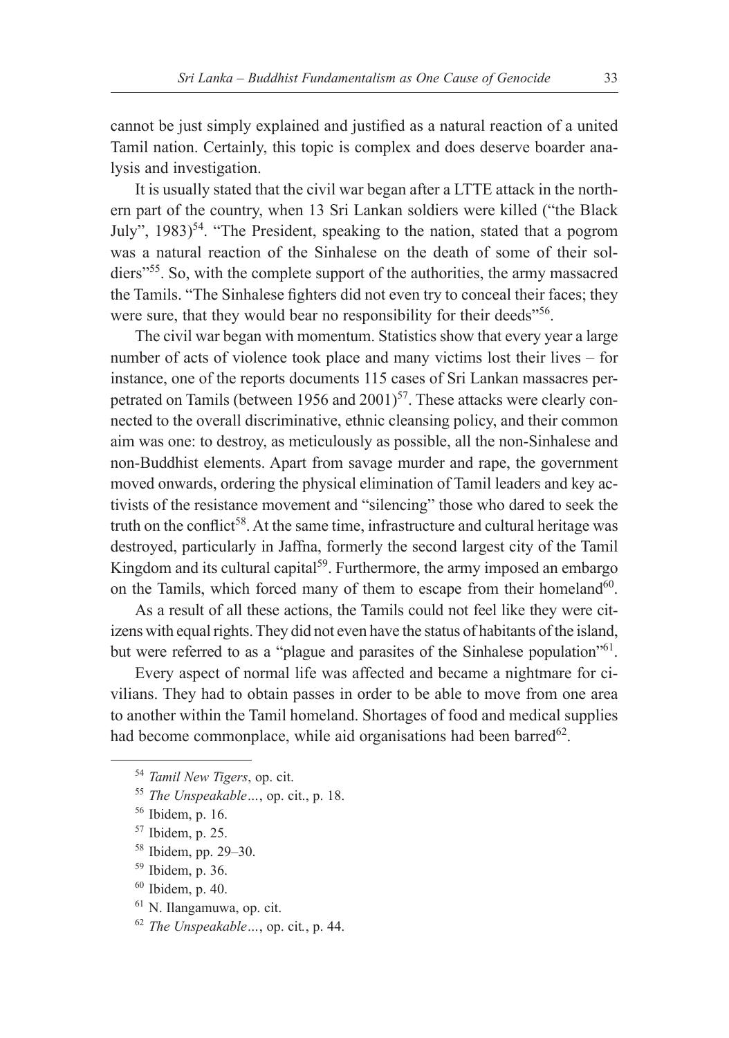cannot be just simply explained and justified as a natural reaction of a united Tamil nation. Certainly, this topic is complex and does deserve boarder analysis and investigation.

It is usually stated that the civil war began after a LTTE attack in the northern part of the country, when 13 Sri Lankan soldiers were killed ("the Black July", 1983)[54]. "The President, speaking to the nation, stated that a pogrom was a natural reaction of the Sinhalese on the death of some of their soldiers"[55]. So, with the complete support of the authorities, the army massacred the Tamils. "The Sinhalese fighters did not even try to conceal their faces; they were sure, that they would bear no responsibility for their deeds"[56].

The civil war began with momentum. Statistics show that every year a large number of acts of violence took place and many victims lost their lives – for instance, one of the reports documents 115 cases of Sri Lankan massacres perpetrated on Tamils (between 1956 and 2001)[57]. These attacks were clearly connected to the overall discriminative, ethnic cleansing policy, and their common aim was one: to destroy, as meticulously as possible, all the non-Sinhalese and non-Buddhist elements. Apart from savage murder and rape, the government moved onwards, ordering the physical elimination of Tamil leaders and key activists of the resistance movement and "silencing" those who dared to seek the truth on the conflict[58]. At the same time, infrastructure and cultural heritage was destroyed, particularly in Jaffna, formerly the second largest city of the Tamil Kingdom and its cultural capital[59]. Furthermore, the army imposed an embargo on the Tamils, which forced many of them to escape from their homeland[60].

As a result of all these actions, the Tamils could not feel like they were citizens with equal rights. They did not even have the status of habitants of the island, but were referred to as a "plague and parasites of the Sinhalese population"[61].

Every aspect of normal life was affected and became a nightmare for civilians. They had to obtain passes in order to be able to move from one area to another within the Tamil homeland. Shortages of food and medical supplies had become commonplace, while aid organisations had been barred[62].

---

[54] *Tamil New Tigers*, op. cit.

[55] *The Unspeakable…*, op. cit., p. 18.

[56] Ibidem, p. 16.

[57] Ibidem, p. 25.

[58] Ibidem, pp. 29–30.

[59] Ibidem, p. 36.

[60] Ibidem, p. 40.

[61] N. Ilangamuwa, op. cit.

[62] *The Unspeakable…*, op. cit., p. 44.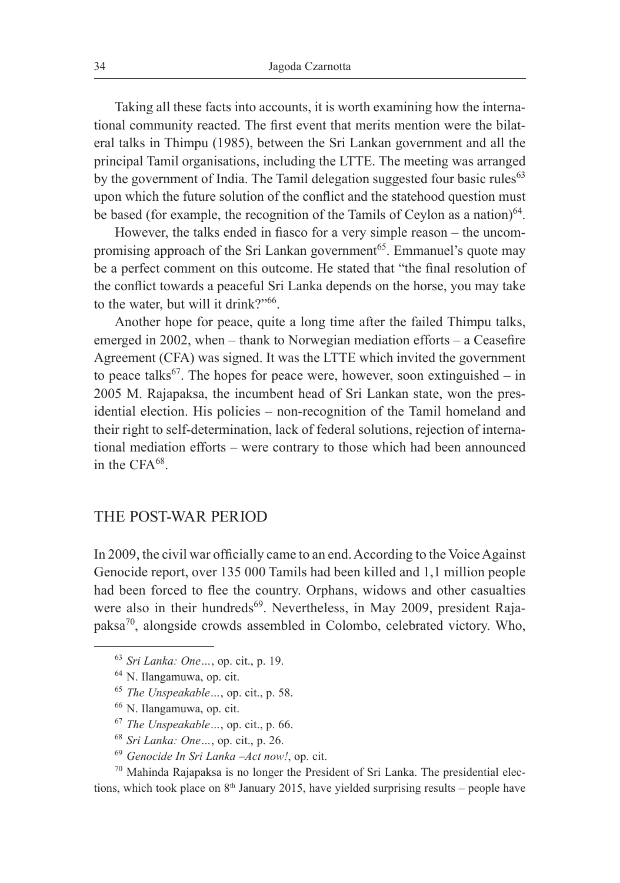Taking all these facts into accounts, it is worth examining how the international community reacted. The first event that merits mention were the bilateral talks in Thimpu (1985), between the Sri Lankan government and all the principal Tamil organisations, including the LTTE. The meeting was arranged by the government of India. The Tamil delegation suggested four basic rules[63] upon which the future solution of the conflict and the statehood question must be based (for example, the recognition of the Tamils of Ceylon as a nation)[64].

However, the talks ended in fiasco for a very simple reason – the uncompromising approach of the Sri Lankan government[65]. Emmanuel's quote may be a perfect comment on this outcome. He stated that "the final resolution of the conflict towards a peaceful Sri Lanka depends on the horse, you may take to the water, but will it drink?"[66].

Another hope for peace, quite a long time after the failed Thimpu talks, emerged in 2002, when – thank to Norwegian mediation efforts – a Ceasefire Agreement (CFA) was signed. It was the LTTE which invited the government to peace talks[67]. The hopes for peace were, however, soon extinguished – in 2005 M. Rajapaksa, the incumbent head of Sri Lankan state, won the presidential election. His policies – non-recognition of the Tamil homeland and their right to self-determination, lack of federal solutions, rejection of international mediation efforts – were contrary to those which had been announced in the CFA[68].

## THE POST-WAR PERIOD

In 2009, the civil war officially came to an end. According to the Voice Against Genocide report, over 135 000 Tamils had been killed and 1,1 million people had been forced to flee the country. Orphans, widows and other casualties were also in their hundreds[69]. Nevertheless, in May 2009, president Rajapaksa[70], alongside crowds assembled in Colombo, celebrated victory. Who,

---

[63] *Sri Lanka: One…*, op. cit., p. 19.

[64] N. Ilangamuwa, op. cit.

[65] *The Unspeakable…*, op. cit., p. 58.

[66] N. Ilangamuwa, op. cit.

[67] *The Unspeakable…*, op. cit., p. 66.

[68] *Sri Lanka: One…*, op. cit., p. 26.

[69] *Genocide In Sri Lanka –Act now!*, op. cit.

[70] Mahinda Rajapaksa is no longer the President of Sri Lanka. The presidential elections, which took place on 8th January 2015, have yielded surprising results – people have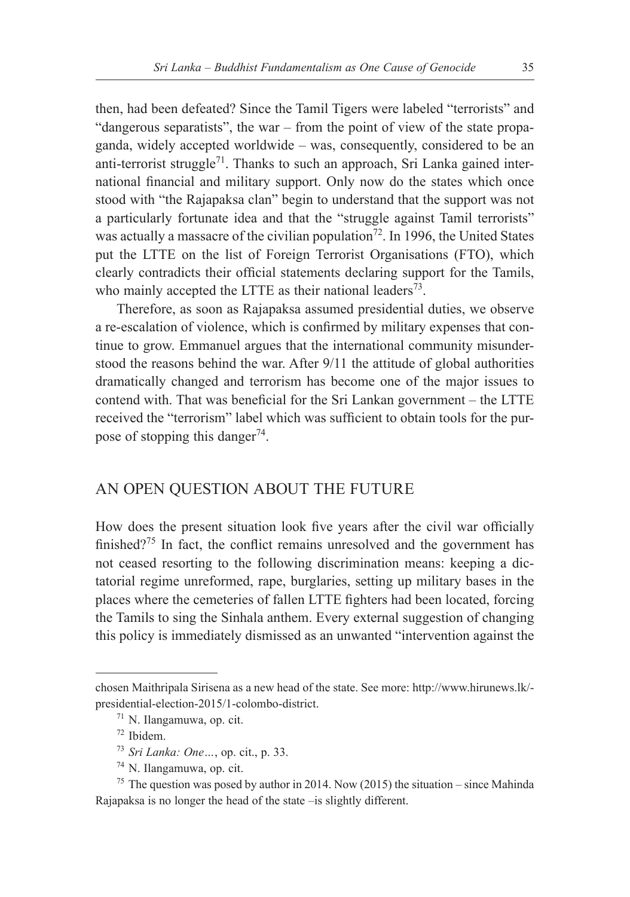then, had been defeated? Since the Tamil Tigers were labeled "terrorists" and "dangerous separatists", the war – from the point of view of the state propaganda, widely accepted worldwide – was, consequently, considered to be an anti-terrorist struggle[71]. Thanks to such an approach, Sri Lanka gained international financial and military support. Only now do the states which once stood with "the Rajapaksa clan" begin to understand that the support was not a particularly fortunate idea and that the "struggle against Tamil terrorists" was actually a massacre of the civilian population[72]. In 1996, the United States put the LTTE on the list of Foreign Terrorist Organisations (FTO), which clearly contradicts their official statements declaring support for the Tamils, who mainly accepted the LTTE as their national leaders[73].

Therefore, as soon as Rajapaksa assumed presidential duties, we observe a re-escalation of violence, which is confirmed by military expenses that continue to grow. Emmanuel argues that the international community misunderstood the reasons behind the war. After 9/11 the attitude of global authorities dramatically changed and terrorism has become one of the major issues to contend with. That was beneficial for the Sri Lankan government – the LTTE received the "terrorism" label which was sufficient to obtain tools for the purpose of stopping this danger[74].

## AN OPEN QUESTION ABOUT THE FUTURE

How does the present situation look five years after the civil war officially finished?[75] In fact, the conflict remains unresolved and the government has not ceased resorting to the following discrimination means: keeping a dictatorial regime unreformed, rape, burglaries, setting up military bases in the places where the cemeteries of fallen LTTE fighters had been located, forcing the Tamils to sing the Sinhala anthem. Every external suggestion of changing this policy is immediately dismissed as an unwanted "intervention against the

---

chosen Maithripala Sirisena as a new head of the state. See more: http://www.hirunews.lk/-presidential-election-2015/1-colombo-district.

[71] N. Ilangamuwa, op. cit.

[72] Ibidem.

[73] *Sri Lanka: One…*, op. cit., p. 33.

[74] N. Ilangamuwa, op. cit.

[75] The question was posed by author in 2014. Now (2015) the situation – since Mahinda Rajapaksa is no longer the head of the state –is slightly different.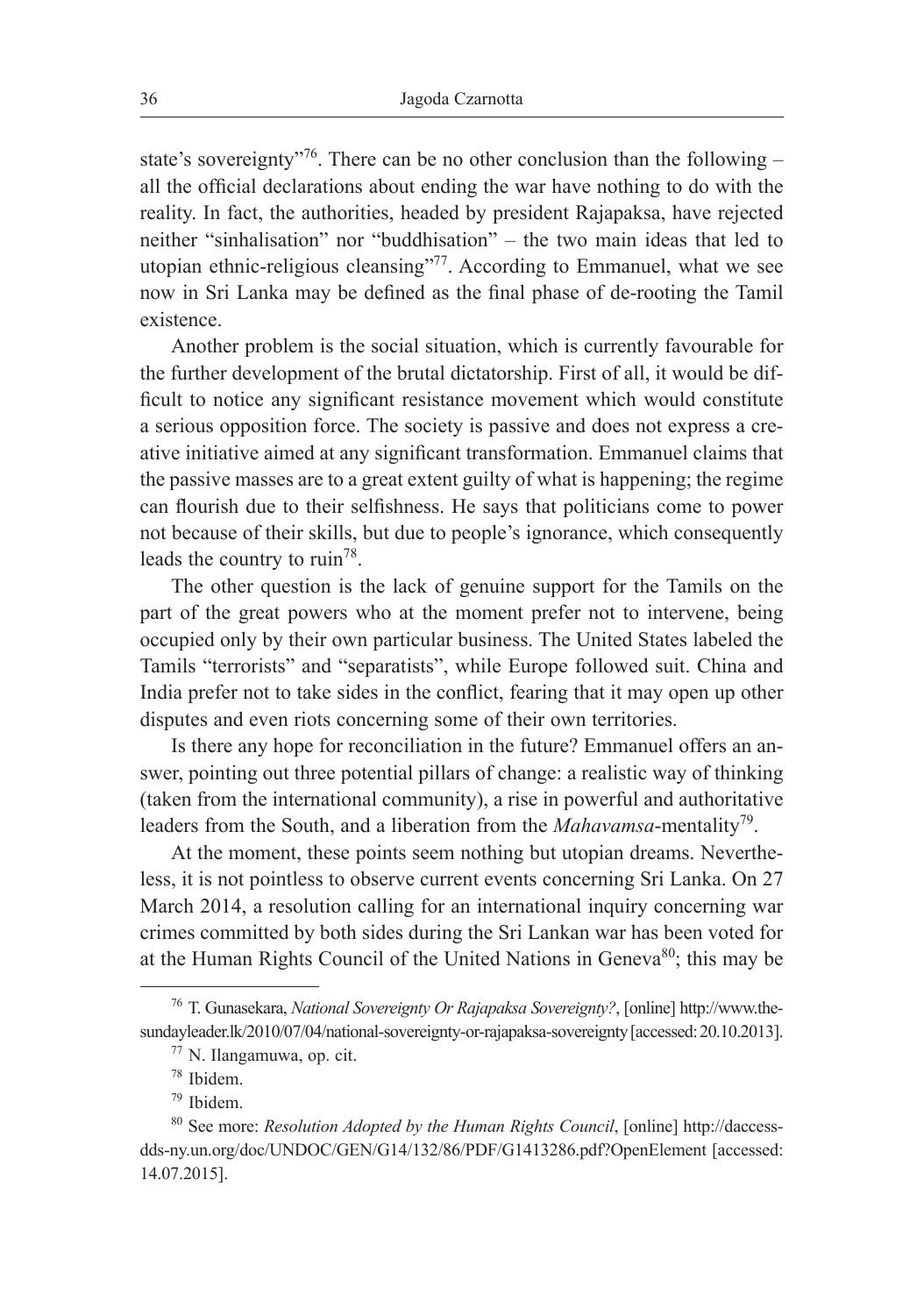state's sovereignty"[76]. There can be no other conclusion than the following – all the official declarations about ending the war have nothing to do with the reality. In fact, the authorities, headed by president Rajapaksa, have rejected neither "sinhalisation" nor "buddhisation" – the two main ideas that led to utopian ethnic-religious cleansing"[77]. According to Emmanuel, what we see now in Sri Lanka may be defined as the final phase of de-rooting the Tamil existence.

Another problem is the social situation, which is currently favourable for the further development of the brutal dictatorship. First of all, it would be difficult to notice any significant resistance movement which would constitute a serious opposition force. The society is passive and does not express a creative initiative aimed at any significant transformation. Emmanuel claims that the passive masses are to a great extent guilty of what is happening; the regime can flourish due to their selfishness. He says that politicians come to power not because of their skills, but due to people's ignorance, which consequently leads the country to ruin[78].

The other question is the lack of genuine support for the Tamils on the part of the great powers who at the moment prefer not to intervene, being occupied only by their own particular business. The United States labeled the Tamils "terrorists" and "separatists", while Europe followed suit. China and India prefer not to take sides in the conflict, fearing that it may open up other disputes and even riots concerning some of their own territories.

Is there any hope for reconciliation in the future? Emmanuel offers an answer, pointing out three potential pillars of change: a realistic way of thinking (taken from the international community), a rise in powerful and authoritative leaders from the South, and a liberation from the *Mahavamsa*-mentality[79].

At the moment, these points seem nothing but utopian dreams. Nevertheless, it is not pointless to observe current events concerning Sri Lanka. On 27 March 2014, a resolution calling for an international inquiry concerning war crimes committed by both sides during the Sri Lankan war has been voted for at the Human Rights Council of the United Nations in Geneva[80]; this may be

---

[76] T. Gunasekara, *National Sovereignty Or Rajapaksa Sovereignty?*, [online] http://www.thesundayleader.lk/2010/07/04/national-sovereignty-or-rajapaksa-sovereignty [accessed: 20.10.2013].

[77] N. Ilangamuwa, op. cit.

[78] Ibidem.

[79] Ibidem.

[80] See more: *Resolution Adopted by the Human Rights Council*, [online] http://daccess-dds-ny.un.org/doc/UNDOC/GEN/G14/132/86/PDF/G1413286.pdf?OpenElement [accessed: 14.07.2015].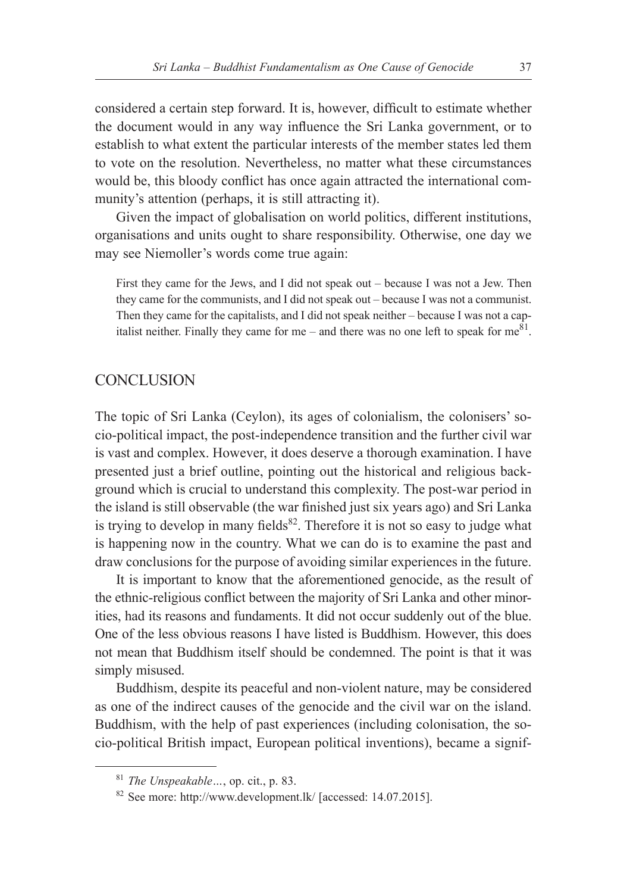considered a certain step forward. It is, however, difficult to estimate whether the document would in any way influence the Sri Lanka government, or to establish to what extent the particular interests of the member states led them to vote on the resolution. Nevertheless, no matter what these circumstances would be, this bloody conflict has once again attracted the international community's attention (perhaps, it is still attracting it).

Given the impact of globalisation on world politics, different institutions, organisations and units ought to share responsibility. Otherwise, one day we may see Niemoller's words come true again:

> First they came for the Jews, and I did not speak out – because I was not a Jew. Then they came for the communists, and I did not speak out – because I was not a communist. Then they came for the capitalists, and I did not speak neither – because I was not a capitalist neither. Finally they came for me – and there was no one left to speak for me[81].

## CONCLUSION

The topic of Sri Lanka (Ceylon), its ages of colonialism, the colonisers' socio-political impact, the post-independence transition and the further civil war is vast and complex. However, it does deserve a thorough examination. I have presented just a brief outline, pointing out the historical and religious background which is crucial to understand this complexity. The post-war period in the island is still observable (the war finished just six years ago) and Sri Lanka is trying to develop in many fields[82]. Therefore it is not so easy to judge what is happening now in the country. What we can do is to examine the past and draw conclusions for the purpose of avoiding similar experiences in the future.

It is important to know that the aforementioned genocide, as the result of the ethnic-religious conflict between the majority of Sri Lanka and other minorities, had its reasons and fundaments. It did not occur suddenly out of the blue. One of the less obvious reasons I have listed is Buddhism. However, this does not mean that Buddhism itself should be condemned. The point is that it was simply misused.

Buddhism, despite its peaceful and non-violent nature, may be considered as one of the indirect causes of the genocide and the civil war on the island. Buddhism, with the help of past experiences (including colonisation, the socio-political British impact, European political inventions), became a signif-

---

[81] *The Unspeakable…*, op. cit., p. 83.

[82] See more: http://www.development.lk/ [accessed: 14.07.2015].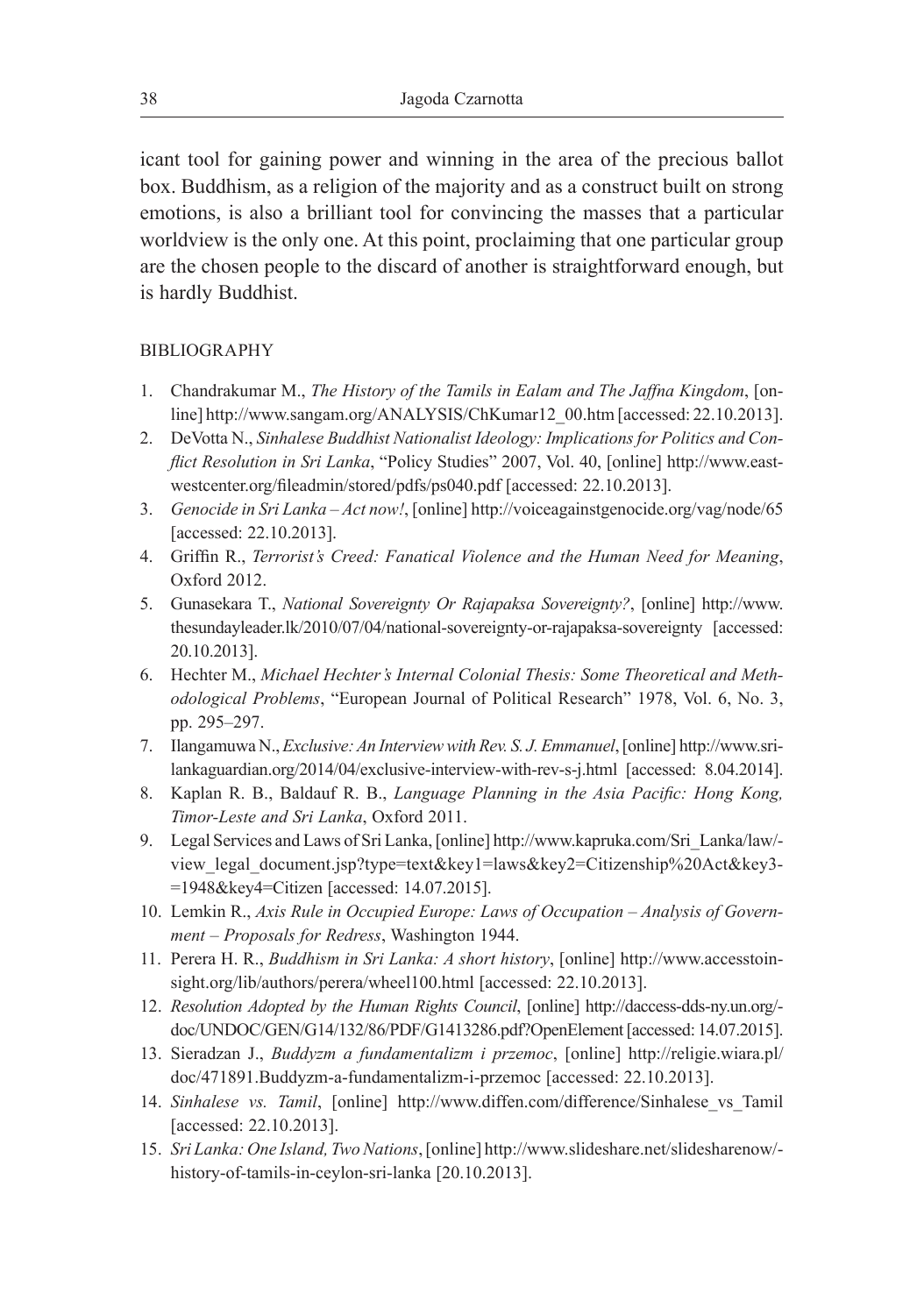icant tool for gaining power and winning in the area of the precious ballot box. Buddhism, as a religion of the majority and as a construct built on strong emotions, is also a brilliant tool for convincing the masses that a particular worldview is the only one. At this point, proclaiming that one particular group are the chosen people to the discard of another is straightforward enough, but is hardly Buddhist.

## BIBLIOGRAPHY

1. Chandrakumar M., *The History of the Tamils in Ealam and The Jaffna Kingdom*, [online] http://www.sangam.org/ANALYSIS/ChKumar12_00.htm [accessed: 22.10.2013].
2. DeVotta N., *Sinhalese Buddhist Nationalist Ideology: Implications for Politics and Conflict Resolution in Sri Lanka*, "Policy Studies" 2007, Vol. 40, [online] http://www.eastwestcenter.org/fileadmin/stored/pdfs/ps040.pdf [accessed: 22.10.2013].
3. *Genocide in Sri Lanka – Act now!*, [online] http://voiceagainstgenocide.org/vag/node/65 [accessed: 22.10.2013].
4. Griffin R., *Terrorist's Creed: Fanatical Violence and the Human Need for Meaning*, Oxford 2012.
5. Gunasekara T., *National Sovereignty Or Rajapaksa Sovereignty?*, [online] http://www.thesundayleader.lk/2010/07/04/national-sovereignty-or-rajapaksa-sovereignty [accessed: 20.10.2013].
6. Hechter M., *Michael Hechter's Internal Colonial Thesis: Some Theoretical and Methodological Problems*, "European Journal of Political Research" 1978, Vol. 6, No. 3, pp. 295–297.
7. Ilangamuwa N., *Exclusive: An Interview with Rev. S. J. Emmanuel*, [online] http://www.srilankaguardian.org/2014/04/exclusive-interview-with-rev-s-j.html [accessed: 8.04.2014].
8. Kaplan R. B., Baldauf R. B., *Language Planning in the Asia Pacific: Hong Kong, Timor-Leste and Sri Lanka*, Oxford 2011.
9. Legal Services and Laws of Sri Lanka, [online] http://www.kapruka.com/Sri_Lanka/law/-view_legal_document.jsp?type=text&key1=laws&key2=Citizenship%20Act&key3-=1948&key4=Citizen [accessed: 14.07.2015].
10. Lemkin R., *Axis Rule in Occupied Europe: Laws of Occupation – Analysis of Government – Proposals for Redress*, Washington 1944.
11. Perera H. R., *Buddhism in Sri Lanka: A short history*, [online] http://www.accesstoinsight.org/lib/authors/perera/wheel100.html [accessed: 22.10.2013].
12. *Resolution Adopted by the Human Rights Council*, [online] http://daccess-dds-ny.un.org/-doc/UNDOC/GEN/G14/132/86/PDF/G1413286.pdf?OpenElement [accessed: 14.07.2015].
13. Sieradzan J., *Buddyzm a fundamentalizm i przemoc*, [online] http://religie.wiara.pl/doc/471891.Buddyzm-a-fundamentalizm-i-przemoc [accessed: 22.10.2013].
14. *Sinhalese vs. Tamil*, [online] http://www.diffen.com/difference/Sinhalese_vs_Tamil [accessed: 22.10.2013].
15. *Sri Lanka: One Island, Two Nations*, [online] http://www.slideshare.net/slidesharenow/-history-of-tamils-in-ceylon-sri-lanka [20.10.2013].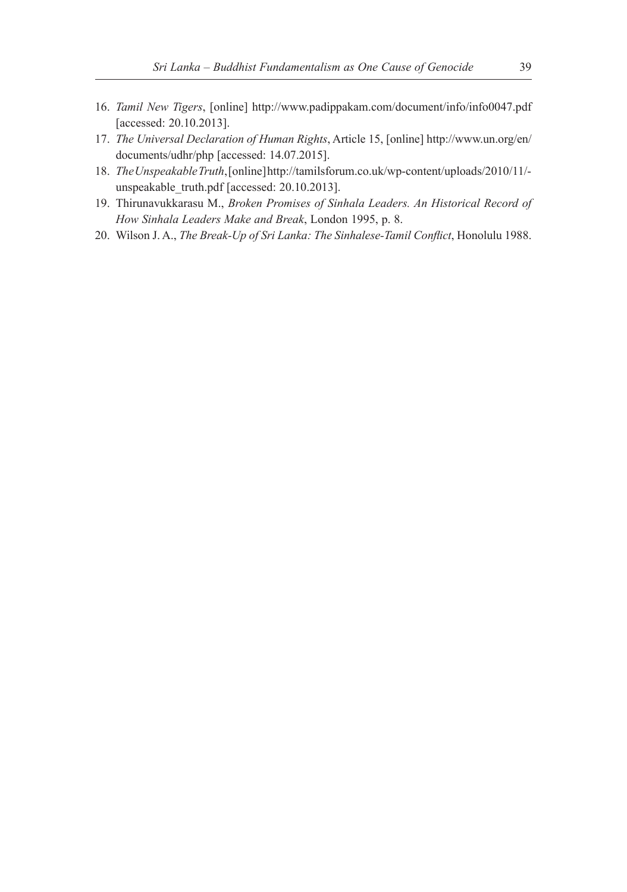16. *Tamil New Tigers*, [online] http://www.padippakam.com/document/info/info0047.pdf [accessed: 20.10.2013].
17. *The Universal Declaration of Human Rights*, Article 15, [online] http://www.un.org/en/documents/udhr/php [accessed: 14.07.2015].
18. *The Unspeakable Truth*, [online] http://tamilsforum.co.uk/wp-content/uploads/2010/11/-unspeakable_truth.pdf [accessed: 20.10.2013].
19. Thirunavukkarasu M., *Broken Promises of Sinhala Leaders. An Historical Record of How Sinhala Leaders Make and Break*, London 1995, p. 8.
20. Wilson J. A., *The Break-Up of Sri Lanka: The Sinhalese-Tamil Conflict*, Honolulu 1988.